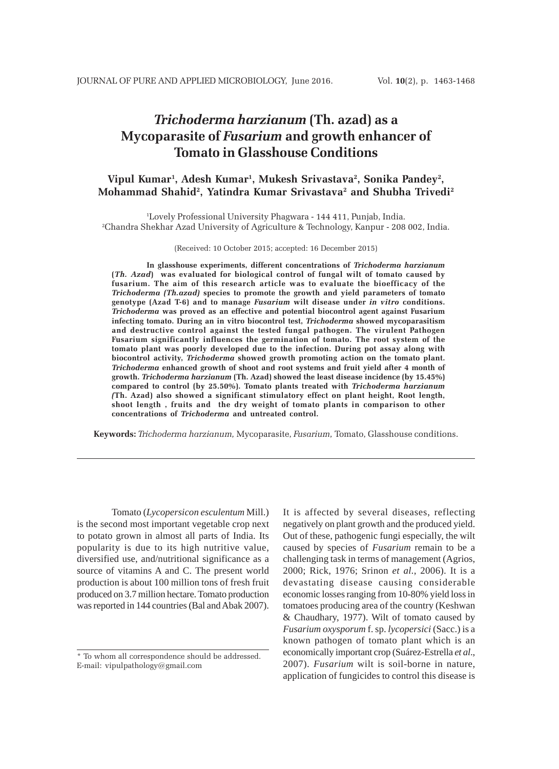# *Trichoderma harzianum* (Th. azad) as a Mycoparasite of *Fusarium* and growth enhancer of Tomato in Glasshouse Conditions

**Vipul Kumar[1], Adesh Kumar[1], Mukesh Srivastava[2], Sonika Pandey[2], Mohammad Shahid[2], Yatindra Kumar Srivastava[2] and Shubha Trivedi[2]**

[1]Lovely Professional University Phagwara - 144 411, Punjab, India.
[2]Chandra Shekhar Azad University of Agriculture & Technology, Kanpur - 208 002, India.

(Received: 10 October 2015; accepted: 16 December 2015)

**In glasshouse experiments, different concentrations of *Trichoderma harzianum* (*Th. Azad*) was evaluated for biological control of fungal wilt of tomato caused by fusarium. The aim of this research article was to evaluate the bioefficacy of the *Trichoderma (Th.azad)* species to promote the growth and yield parameters of tomato genotype (Azad T-6) and to manage *Fusarium* wilt disease under *in vitro* conditions. *Trichoderma* was proved as an effective and potential biocontrol agent against Fusarium infecting tomato. During an in vitro biocontrol test, *Trichoderma* showed mycoparasitism and destructive control against the tested fungal pathogen. The virulent Pathogen Fusarium significantly influences the germination of tomato. The root system of the tomato plant was poorly developed due to the infection. During pot assay along with biocontrol activity, *Trichoderma* showed growth promoting action on the tomato plant. *Trichoderma* enhanced growth of shoot and root systems and fruit yield after 4 month of growth. *Trichoderma harzianum* (Th. Azad) showed the least disease incidence (by 15.45%) compared to control (by 25.50%). Tomato plants treated with *Trichoderma harzianum (*Th. Azad) also showed a significant stimulatory effect on plant height, Root length, shoot length , fruits and the dry weight of tomato plants in comparison to other concentrations of *Trichoderma* and untreated control.**

**Keywords:** *Trichoderma harzianum,* Mycoparasite, *Fusarium,* Tomato, Glasshouse conditions.

---

Tomato (*Lycopersicon esculentum* Mill.) is the second most important vegetable crop next to potato grown in almost all parts of India. Its popularity is due to its high nutritive value, diversified use, and/nutritional significance as a source of vitamins A and C. The present world production is about 100 million tons of fresh fruit produced on 3.7 million hectare. Tomato production was reported in 144 countries (Bal and Abak 2007). It is affected by several diseases, reflecting negatively on plant growth and the produced yield. Out of these, pathogenic fungi especially, the wilt caused by species of *Fusarium* remain to be a challenging task in terms of management (Agrios, 2000; Rick, 1976; Srinon *et al*., 2006). It is a devastating disease causing considerable economic losses ranging from 10-80% yield loss in tomatoes producing area of the country (Keshwan & Chaudhary, 1977). Wilt of tomato caused by *Fusarium oxysporum* f. sp. *lycopersici* (Sacc.) is a known pathogen of tomato plant which is an economically important crop (Suárez-Estrella *et al*., 2007). *Fusarium* wilt is soil-borne in nature, application of fungicides to control this disease is

---

\* To whom all correspondence should be addressed.
E-mail: vipulpathology@gmail.com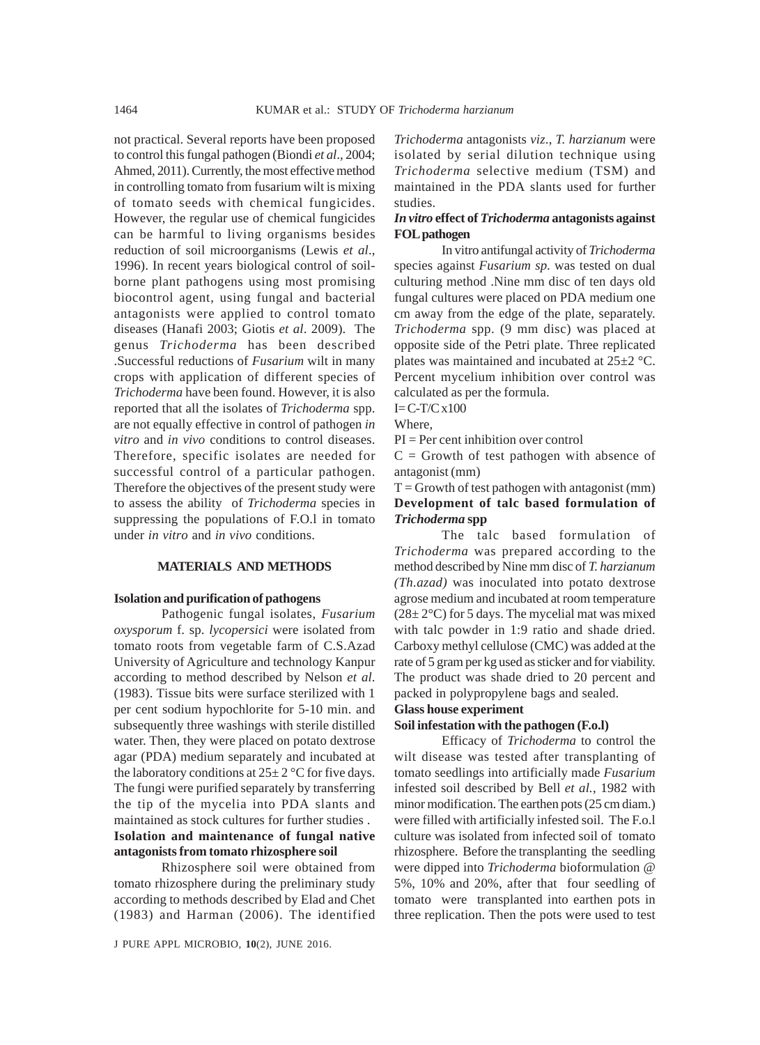not practical. Several reports have been proposed to control this fungal pathogen (Biondi *et al*., 2004; Ahmed, 2011). Currently, the most effective method in controlling tomato from fusarium wilt is mixing of tomato seeds with chemical fungicides. However, the regular use of chemical fungicides can be harmful to living organisms besides reduction of soil microorganisms (Lewis *et al*., 1996). In recent years biological control of soil-borne plant pathogens using most promising biocontrol agent, using fungal and bacterial antagonists were applied to control tomato diseases (Hanafi 2003; Giotis *et al*. 2009). The genus *Trichoderma* has been described .Successful reductions of *Fusarium* wilt in many crops with application of different species of *Trichoderma* have been found. However, it is also reported that all the isolates of *Trichoderma* spp. are not equally effective in control of pathogen *in vitro* and *in vivo* conditions to control diseases. Therefore, specific isolates are needed for successful control of a particular pathogen. Therefore the objectives of the present study were to assess the ability of *Trichoderma* species in suppressing the populations of F.O.l in tomato under *in vitro* and *in vivo* conditions.

## MATERIALS AND METHODS

### Isolation and purification of pathogens

Pathogenic fungal isolates, *Fusarium oxysporum* f. sp. *lycopersici* were isolated from tomato roots from vegetable farm of C.S.Azad University of Agriculture and technology Kanpur according to method described by Nelson *et al*. (1983). Tissue bits were surface sterilized with 1 per cent sodium hypochlorite for 5-10 min. and subsequently three washings with sterile distilled water. Then, they were placed on potato dextrose agar (PDA) medium separately and incubated at the laboratory conditions at 25± 2 °C for five days. The fungi were purified separately by transferring the tip of the mycelia into PDA slants and maintained as stock cultures for further studies .

### Isolation and maintenance of fungal native antagonists from tomato rhizosphere soil

Rhizosphere soil were obtained from tomato rhizosphere during the preliminary study according to methods described by Elad and Chet (1983) and Harman (2006). The identified *Trichoderma* antagonists *viz*., *T. harzianum* were isolated by serial dilution technique using *Trichoderma* selective medium (TSM) and maintained in the PDA slants used for further studies.

### *In vitro* effect of *Trichoderma* antagonists against FOL pathogen

In vitro antifungal activity of *Trichoderma* species against *Fusarium sp.* was tested on dual culturing method .Nine mm disc of ten days old fungal cultures were placed on PDA medium one cm away from the edge of the plate, separately. *Trichoderma* spp. (9 mm disc) was placed at opposite side of the Petri plate. Three replicated plates was maintained and incubated at 25±2 °C. Percent mycelium inhibition over control was calculated as per the formula.

$$I = C\text{-}T/C \times 100$$

Where,

PI = Per cent inhibition over control

C = Growth of test pathogen with absence of antagonist (mm)

T = Growth of test pathogen with antagonist (mm)

### Development of talc based formulation of *Trichoderma* spp

The talc based formulation of *Trichoderma* was prepared according to the method described by Nine mm disc of *T. harzianum (Th.azad)* was inoculated into potato dextrose agrose medium and incubated at room temperature (28± 2°C) for 5 days. The mycelial mat was mixed with talc powder in 1:9 ratio and shade dried. Carboxy methyl cellulose (CMC) was added at the rate of 5 gram per kg used as sticker and for viability. The product was shade dried to 20 percent and packed in polypropylene bags and sealed.

### Glass house experiment

### Soil infestation with the pathogen (F.o.l)

Efficacy of *Trichoderma* to control the wilt disease was tested after transplanting of tomato seedlings into artificially made *Fusarium* infested soil described by Bell *et al.*, 1982 with minor modification. The earthen pots (25 cm diam.) were filled with artificially infested soil. The F.o.l culture was isolated from infected soil of tomato rhizosphere. Before the transplanting the seedling were dipped into *Trichoderma* bioformulation @ 5%, 10% and 20%, after that four seedling of tomato were transplanted into earthen pots in three replication. Then the pots were used to test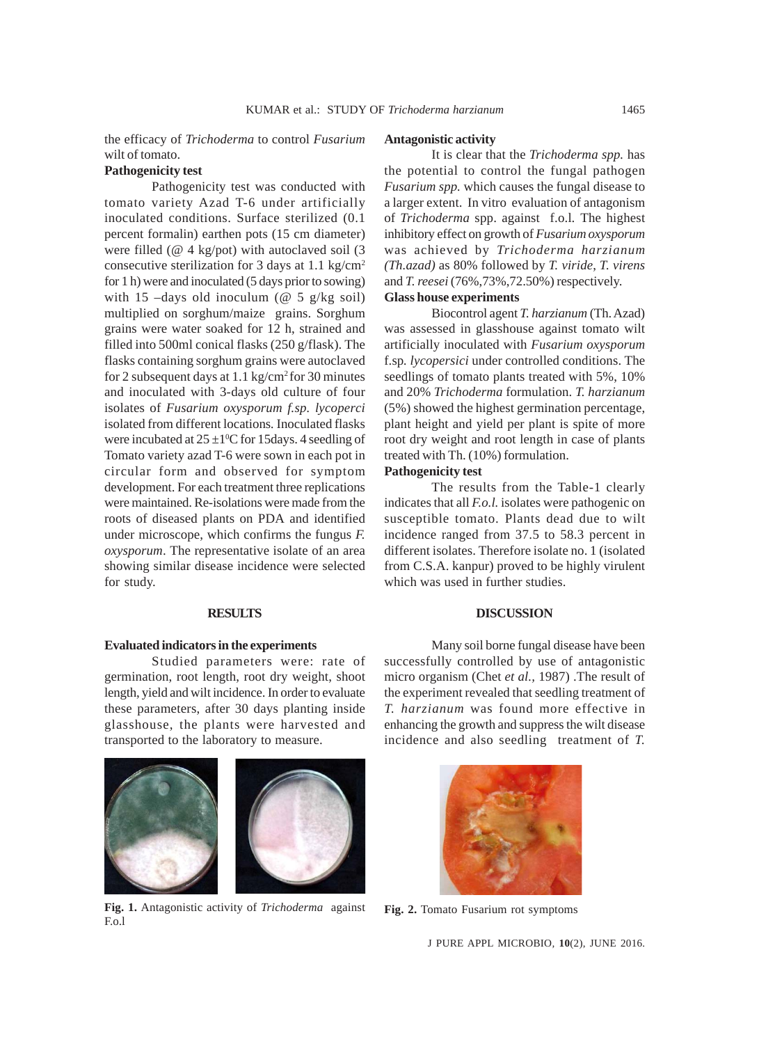the efficacy of *Trichoderma* to control *Fusarium* wilt of tomato.

**Pathogenicity test**

Pathogenicity test was conducted with tomato variety Azad T-6 under artificially inoculated conditions. Surface sterilized (0.1 percent formalin) earthen pots (15 cm diameter) were filled (@ 4 kg/pot) with autoclaved soil (3 consecutive sterilization for 3 days at 1.1 kg/cm$^2$ for 1 h) were and inoculated (5 days prior to sowing) with 15 –days old inoculum (@ 5 g/kg soil) multiplied on sorghum/maize grains. Sorghum grains were water soaked for 12 h, strained and filled into 500ml conical flasks (250 g/flask). The flasks containing sorghum grains were autoclaved for 2 subsequent days at 1.1 kg/cm$^2$ for 30 minutes and inoculated with 3-days old culture of four isolates of *Fusarium oxysporum f.sp. lycoperci* isolated from different locations. Inoculated flasks were incubated at 25 ±1$^0$C for 15days. 4 seedling of Tomato variety azad T-6 were sown in each pot in circular form and observed for symptom development. For each treatment three replications were maintained. Re-isolations were made from the roots of diseased plants on PDA and identified under microscope, which confirms the fungus *F. oxysporum*. The representative isolate of an area showing similar disease incidence were selected for study.

## RESULTS

**Evaluated indicators in the experiments**

Studied parameters were: rate of germination, root length, root dry weight, shoot length, yield and wilt incidence. In order to evaluate these parameters, after 30 days planting inside glasshouse, the plants were harvested and transported to the laboratory to measure.

**Antagonistic activity**

It is clear that the *Trichoderma spp.* has the potential to control the fungal pathogen *Fusarium spp.* which causes the fungal disease to a larger extent. In vitro evaluation of antagonism of *Trichoderma* spp. against f.o.l. The highest inhibitory effect on growth of *Fusarium oxysporum* was achieved by *Trichoderma harzianum (Th.azad)* as 80% followed by *T. viride, T. virens* and *T. reesei* (76%,73%,72.50%) respectively.

**Glass house experiments**

Biocontrol agent *T. harzianum* (Th. Azad) was assessed in glasshouse against tomato wilt artificially inoculated with *Fusarium oxysporum* f.sp. *lycopersici* under controlled conditions. The seedlings of tomato plants treated with 5%, 10% and 20% *Trichoderma* formulation. *T. harzianum* (5%) showed the highest germination percentage, plant height and yield per plant is spite of more root dry weight and root length in case of plants treated with Th. (10%) formulation.

**Pathogenicity test**

The results from the Table-1 clearly indicates that all *F.o.l.* isolates were pathogenic on susceptible tomato. Plants dead due to wilt incidence ranged from 37.5 to 58.3 percent in different isolates. Therefore isolate no. 1 (isolated from C.S.A. kanpur) proved to be highly virulent which was used in further studies.

## DISCUSSION

Many soil borne fungal disease have been successfully controlled by use of antagonistic micro organism (Chet *et al.*, 1987) .The result of the experiment revealed that seedling treatment of *T. harzianum* was found more effective in enhancing the growth and suppress the wilt disease incidence and also seedling treatment of *T.*

**Fig. 1.** Antagonistic activity of *Trichoderma* against F.o.l

**Fig. 2.** Tomato Fusarium rot symptoms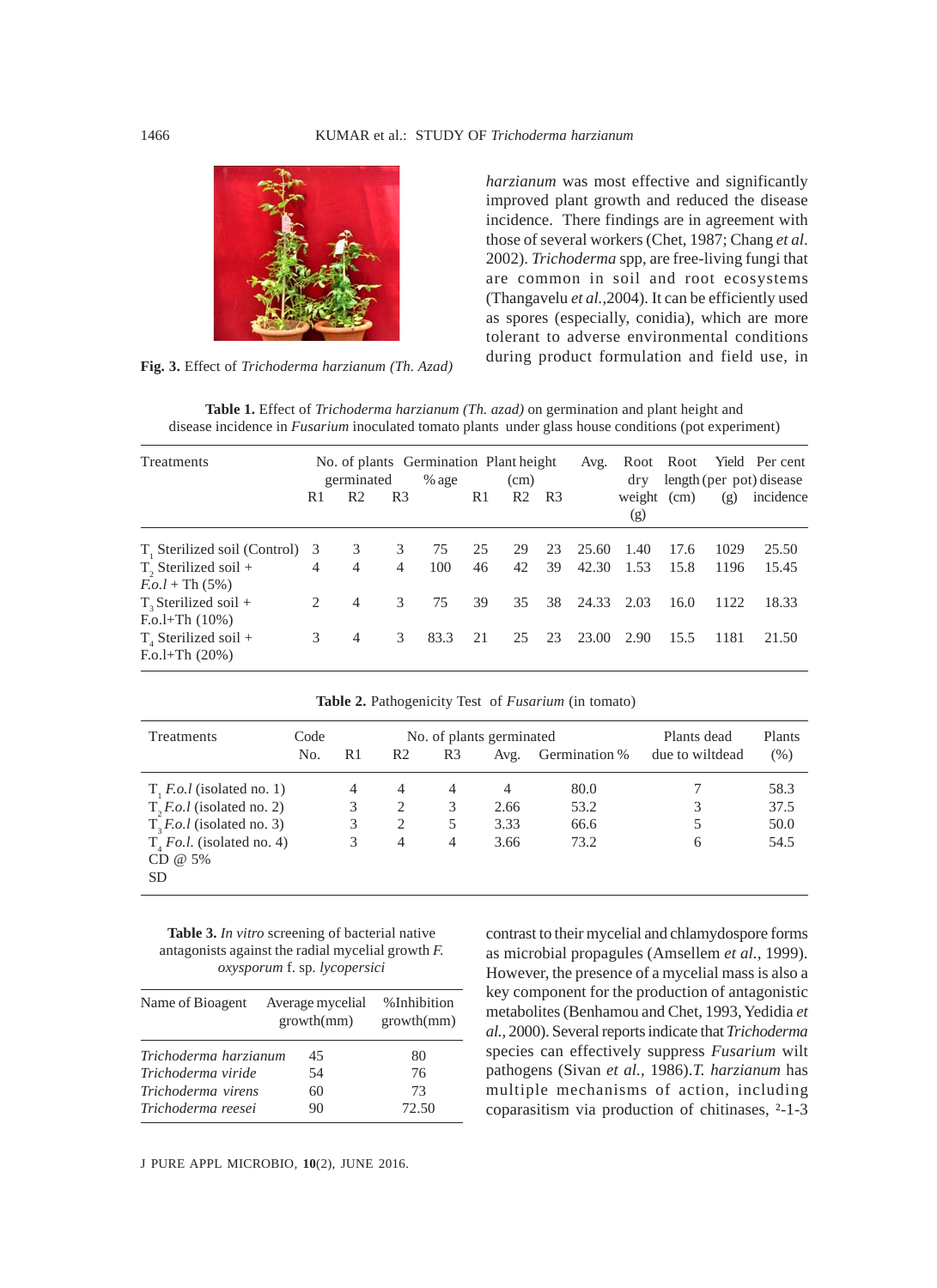Fig. 3. Effect of *Trichoderma harzianum (Th. Azad)*

*harzianum* was most effective and significantly improved plant growth and reduced the disease incidence. There findings are in agreement with those of several workers (Chet, 1987; Chang *et al.* 2002). *Trichoderma* spp, are free-living fungi that are common in soil and root ecosystems (Thangavelu *et al.*,2004). It can be efficiently used as spores (especially, conidia), which are more tolerant to adverse environmental conditions during product formulation and field use, in contrast to their mycelial and chlamydospore forms as microbial propagules (Amsellem *et al.,* 1999). However, the presence of a mycelial mass is also a key component for the production of antagonistic metabolites (Benhamou and Chet, 1993, Yedidia *et al.*, 2000). Several reports indicate that *Trichoderma* species can effectively suppress *Fusarium* wilt pathogens (Sivan *et al.,* 1986).*T. harzianum* has multiple mechanisms of action, including coparasitism via production of chitinases, ²-1-3

**Table 1.** Effect of *Trichoderma harzianum (Th. azad)* on germination and plant height and disease incidence in *Fusarium* inoculated tomato plants under glass house conditions (pot experiment)

| Treatments | No. of plants germinated | | | Germination % age | Plant height (cm) | | | Avg. | Root dry weight (g) | Root length (cm) | Yield (per pot) (g) | Per cent disease incidence |
|---|---|---|---|---|---|---|---|---|---|---|---|---|
| | R1 | R2 | R3 | | R1 | R2 | R3 | | | | | |
| $T_1$ Sterilized soil (Control) | 3 | 3 | 3 | 75 | 25 | 29 | 23 | 25.60 | 1.40 | 17.6 | 1029 | 25.50 |
| $T_2$ Sterilized soil + *F.o.l* + Th (5%) | 4 | 4 | 4 | 100 | 46 | 42 | 39 | 42.30 | 1.53 | 15.8 | 1196 | 15.45 |
| $T_3$ Sterilized soil + F.o.l+Th (10%) | 2 | 4 | 3 | 75 | 39 | 35 | 38 | 24.33 | 2.03 | 16.0 | 1122 | 18.33 |
| $T_4$ Sterilized soil + F.o.l+Th (20%) | 3 | 4 | 3 | 83.3 | 21 | 25 | 23 | 23.00 | 2.90 | 15.5 | 1181 | 21.50 |

**Table 2.** Pathogenicity Test of *Fusarium* (in tomato)

| Treatments | Code No. | No. of plants germinated | | | | | Plants dead due to wiltdead | Plants (%) |
|---|---|---|---|---|---|---|---|---|
| | | R1 | R2 | R3 | Avg. | Germination % | | |
| $T_1$ *F.o.l* (isolated no. 1) | | 4 | 4 | 4 | 4 | 80.0 | 7 | 58.3 |
| $T_2$ *F.o.l* (isolated no. 2) | | 3 | 2 | 3 | 2.66 | 53.2 | 3 | 37.5 |
| $T_3$ *F.o.l* (isolated no. 3) | | 3 | 2 | 5 | 3.33 | 66.6 | 5 | 50.0 |
| $T_4$ *F.o.l.* (isolated no. 4) | | 3 | 4 | 4 | 3.66 | 73.2 | 6 | 54.5 |
| CD @ 5% | | | | | | | | |
| SD | | | | | | | | |

**Table 3.** *In vitro* screening of bacterial native antagonists against the radial mycelial growth *F. oxysporum* f. sp. *lycopersici*

| Name of Bioagent | Average mycelial growth(mm) | %Inhibition growth(mm) |
|---|---|---|
| *Trichoderma harzianum* | 45 | 80 |
| *Trichoderma viride* | 54 | 76 |
| *Trichoderma virens* | 60 | 73 |
| *Trichoderma reesei* | 90 | 72.50 |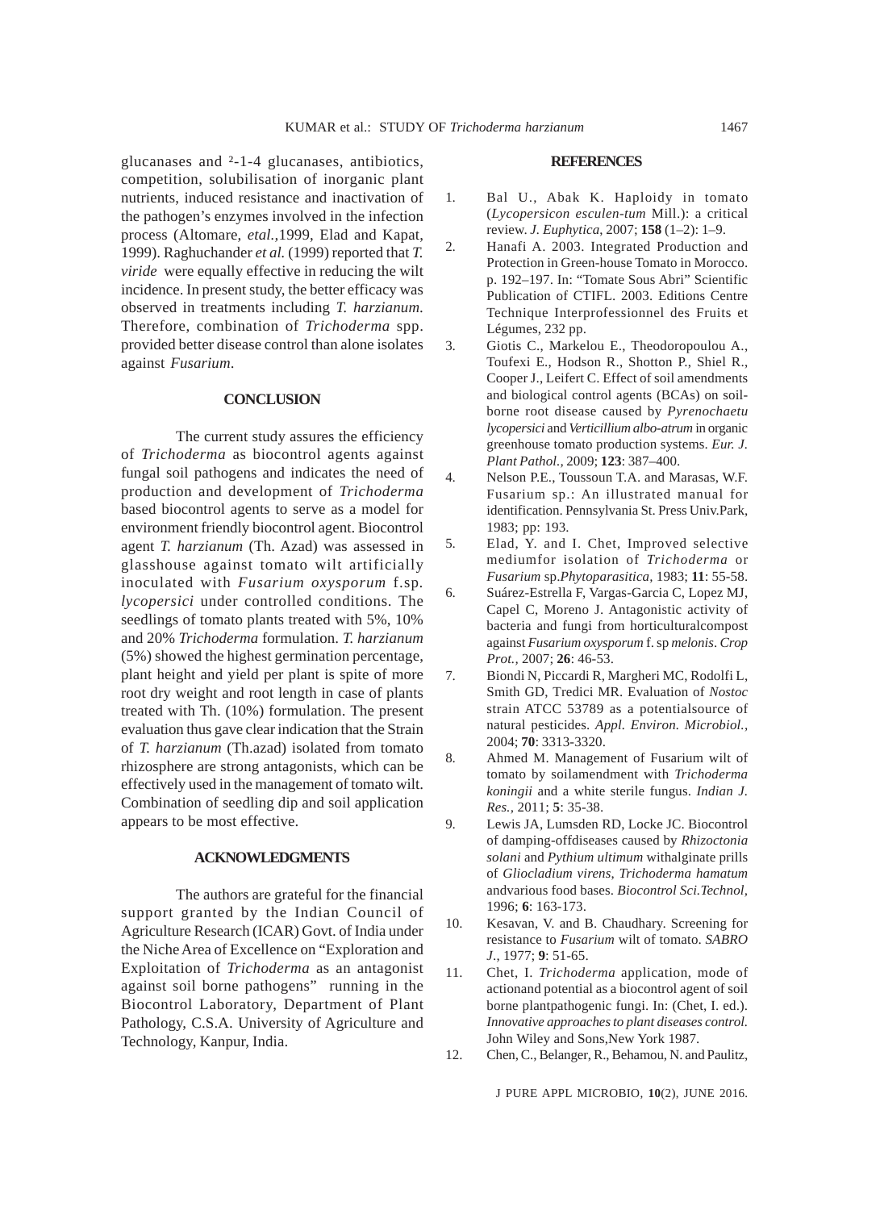glucanases and ²-1-4 glucanases, antibiotics, competition, solubilisation of inorganic plant nutrients, induced resistance and inactivation of the pathogen's enzymes involved in the infection process (Altomare, *etal.*,1999, Elad and Kapat, 1999). Raghuchander *et al.* (1999) reported that *T. viride* were equally effective in reducing the wilt incidence. In present study, the better efficacy was observed in treatments including *T. harzianum.* Therefore, combination of *Trichoderma* spp. provided better disease control than alone isolates against *Fusarium*.

## CONCLUSION

The current study assures the efficiency of *Trichoderma* as biocontrol agents against fungal soil pathogens and indicates the need of production and development of *Trichoderma* based biocontrol agents to serve as a model for environment friendly biocontrol agent. Biocontrol agent *T. harzianum* (Th. Azad) was assessed in glasshouse against tomato wilt artificially inoculated with *Fusarium oxysporum* f.sp. *lycopersici* under controlled conditions. The seedlings of tomato plants treated with 5%, 10% and 20% *Trichoderma* formulation. *T. harzianum* (5%) showed the highest germination percentage, plant height and yield per plant is spite of more root dry weight and root length in case of plants treated with Th. (10%) formulation. The present evaluation thus gave clear indication that the Strain of *T. harzianum* (Th.azad) isolated from tomato rhizosphere are strong antagonists, which can be effectively used in the management of tomato wilt. Combination of seedling dip and soil application appears to be most effective.

## ACKNOWLEDGMENTS

The authors are grateful for the financial support granted by the Indian Council of Agriculture Research (ICAR) Govt. of India under the Niche Area of Excellence on "Exploration and Exploitation of *Trichoderma* as an antagonist against soil borne pathogens" running in the Biocontrol Laboratory, Department of Plant Pathology, C.S.A. University of Agriculture and Technology, Kanpur, India.

## REFERENCES

1. Bal U., Abak K. Haploidy in tomato (*Lycopersicon esculen-tum* Mill.): a critical review. *J. Euphytica*, 2007; **158** (1–2): 1–9.
2. Hanafi A. 2003. Integrated Production and Protection in Green-house Tomato in Morocco. p. 192–197. In: "Tomate Sous Abri" Scientific Publication of CTIFL. 2003. Editions Centre Technique Interprofessionnel des Fruits et Légumes, 232 pp.
3. Giotis C., Markelou E., Theodoropoulou A., Toufexi E., Hodson R., Shotton P., Shiel R., Cooper J., Leifert C. Effect of soil amendments and biological control agents (BCAs) on soil-borne root disease caused by *Pyrenochaetu lycopersici* and *Verticillium albo-atrum* in organic greenhouse tomato production systems. *Eur. J. Plant Pathol.*, 2009; **123**: 387–400.
4. Nelson P.E., Toussoun T.A. and Marasas, W.F. Fusarium sp.: An illustrated manual for identification. Pennsylvania St. Press Univ.Park, 1983; pp: 193.
5. Elad, Y. and I. Chet, Improved selective mediumfor isolation of *Trichoderma* or *Fusarium* sp.*Phytoparasitica*, 1983; **11**: 55-58.
6. Suárez-Estrella F, Vargas-Garcia C, Lopez MJ, Capel C, Moreno J. Antagonistic activity of bacteria and fungi from horticulturalcompost against *Fusarium oxysporum* f. sp *melonis*. *Crop Prot.*, 2007; **26**: 46-53.
7. Biondi N, Piccardi R, Margheri MC, Rodolfi L, Smith GD, Tredici MR. Evaluation of *Nostoc* strain ATCC 53789 as a potentialsource of natural pesticides. *Appl. Environ. Microbiol.*, 2004; **70**: 3313-3320.
8. Ahmed M. Management of Fusarium wilt of tomato by soilamendment with *Trichoderma koningii* and a white sterile fungus. *Indian J. Res.*, 2011; **5**: 35-38.
9. Lewis JA, Lumsden RD, Locke JC. Biocontrol of damping-offdiseases caused by *Rhizoctonia solani* and *Pythium ultimum* withalginate prills of *Gliocladium virens*, *Trichoderma hamatum* andvarious food bases. *Biocontrol Sci.Technol*, 1996; **6**: 163-173.
10. Kesavan, V. and B. Chaudhary. Screening for resistance to *Fusarium* wilt of tomato. *SABRO J*., 1977; **9**: 51-65.
11. Chet, I. *Trichoderma* application, mode of actionand potential as a biocontrol agent of soil borne plantpathogenic fungi. In: (Chet, I. ed.). *Innovative approaches to plant diseases control.* John Wiley and Sons,New York 1987.
12. Chen, C., Belanger, R., Behamou, N. and Paulitz,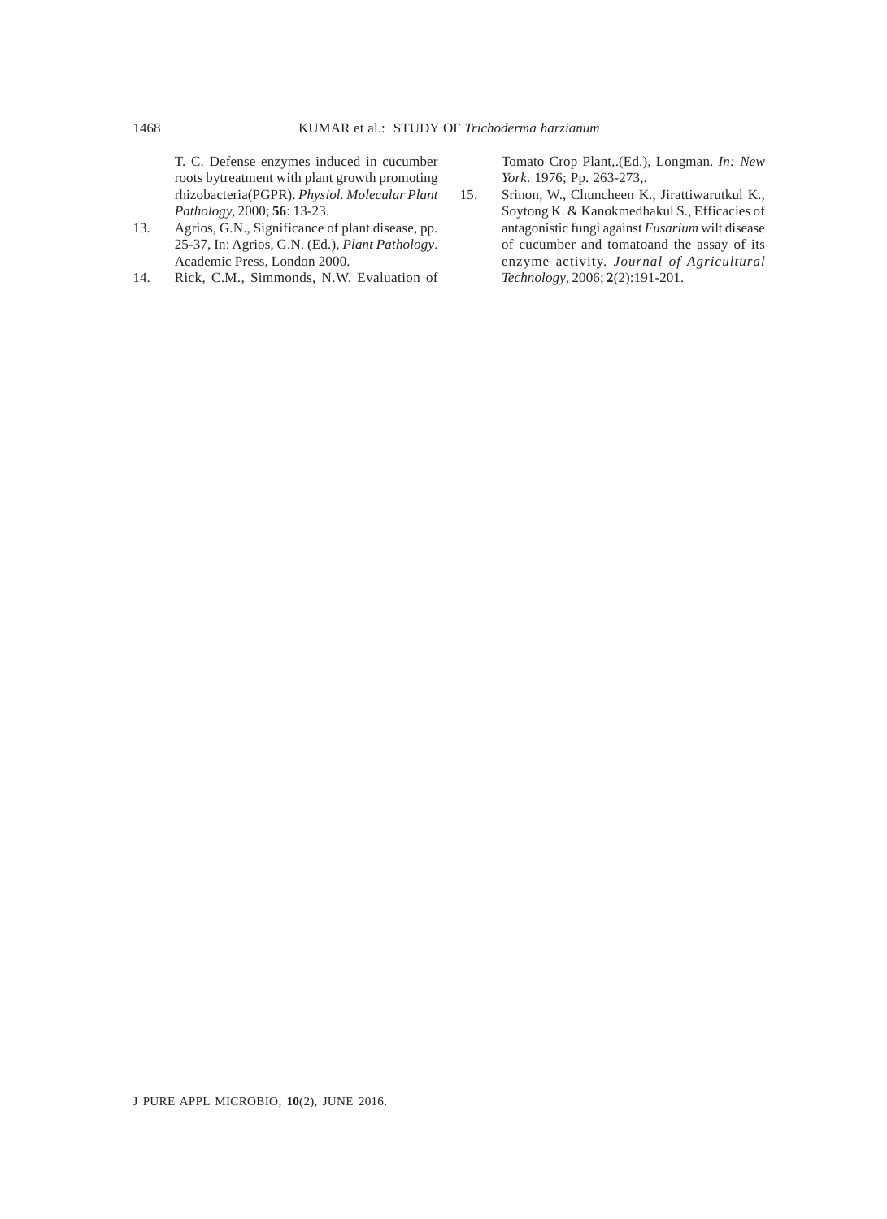T. C. Defense enzymes induced in cucumber roots bytreatment with plant growth promoting rhizobacteria(PGPR). *Physiol. Molecular Plant Pathology*, 2000; **56**: 13-23.

13. Agrios, G.N., Significance of plant disease, pp. 25-37, In: Agrios, G.N. (Ed.), *Plant Pathology*. Academic Press, London 2000.
14. Rick, C.M., Simmonds, N.W. Evaluation of Tomato Crop Plant,.(Ed.), Longman. *In: New York*. 1976; Pp. 263-273,.
15. Srinon, W., Chuncheen K., Jirattiwarutkul K., Soytong K. & Kanokmedhakul S., Efficacies of antagonistic fungi against *Fusarium* wilt disease of cucumber and tomatoand the assay of its enzyme activity. *Journal of Agricultural Technology*, 2006; **2**(2):191-201.